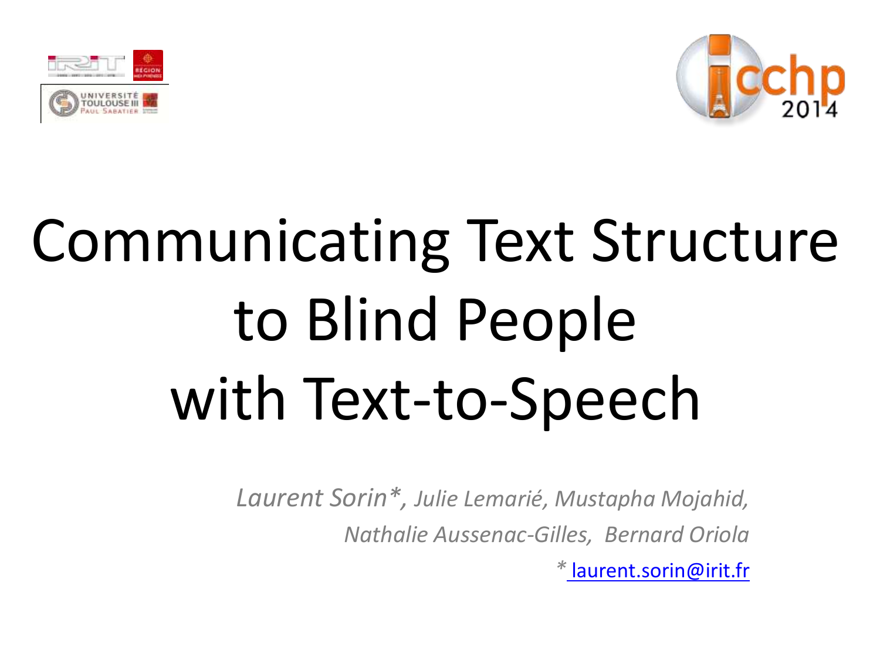# Communicating Text Structure to Blind People with Text-to-Speech

*Laurent Sorin*, Julie Lemarié, Mustapha Mojahid, Nathalie Aussenac-Gilles, Bernard Oriola*

*\* laurent.sorin@irit.fr*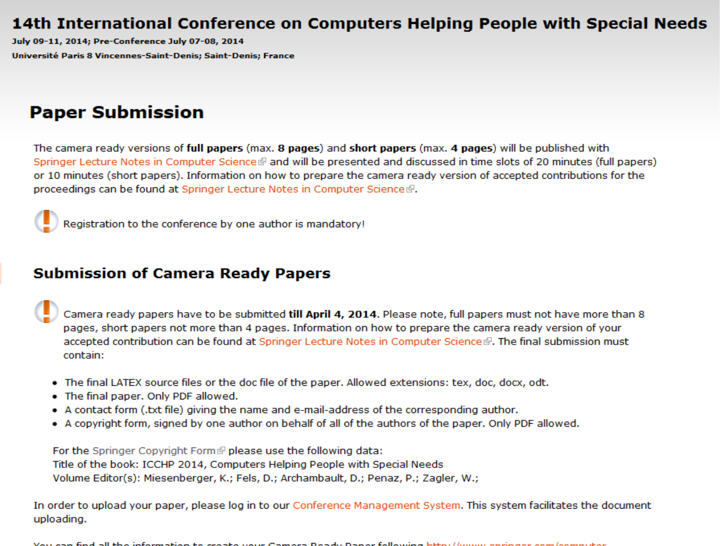# 14th International Conference on Computers Helping People with Special Needs

**July 09-11, 2014; Pre-Conference July 07-08, 2014**

**Université Paris 8 Vincennes-Saint-Denis; Saint-Denis; France**

## Paper Submission

The camera ready versions of **full papers** (max. **8 pages**) and **short papers** (max. **4 pages**) will be published with Springer Lecture Notes in Computer Science and will be presented and discussed in time slots of 20 minutes (full papers) or 10 minutes (short papers). Information on how to prepare the camera ready version of accepted contributions for the proceedings can be found at Springer Lecture Notes in Computer Science.

Registration to the conference by one author is mandatory!

## Submission of Camera Ready Papers

Camera ready papers have to be submitted **till April 4, 2014**. Please note, full papers must not have more than 8 pages, short papers not more than 4 pages. Information on how to prepare the camera ready version of your accepted contribution can be found at Springer Lecture Notes in Computer Science. The final submission must contain:

- The final LATEX source files or the doc file of the paper. Allowed extensions: tex, doc, docx, odt.
- The final paper. Only PDF allowed.
- A contact form (.txt file) giving the name and e-mail-address of the corresponding author.
- A copyright form, signed by one author on behalf of all of the authors of the paper. Only PDF allowed.

For the Springer Copyright Form please use the following data:
Title of the book: ICCHP 2014, Computers Helping People with Special Needs
Volume Editor(s): Miesenberger, K.; Fels, D.; Archambault, D.; Penaz, P.; Zagler, W.;

In order to upload your paper, please log in to our Conference Management System. This system facilitates the document uploading.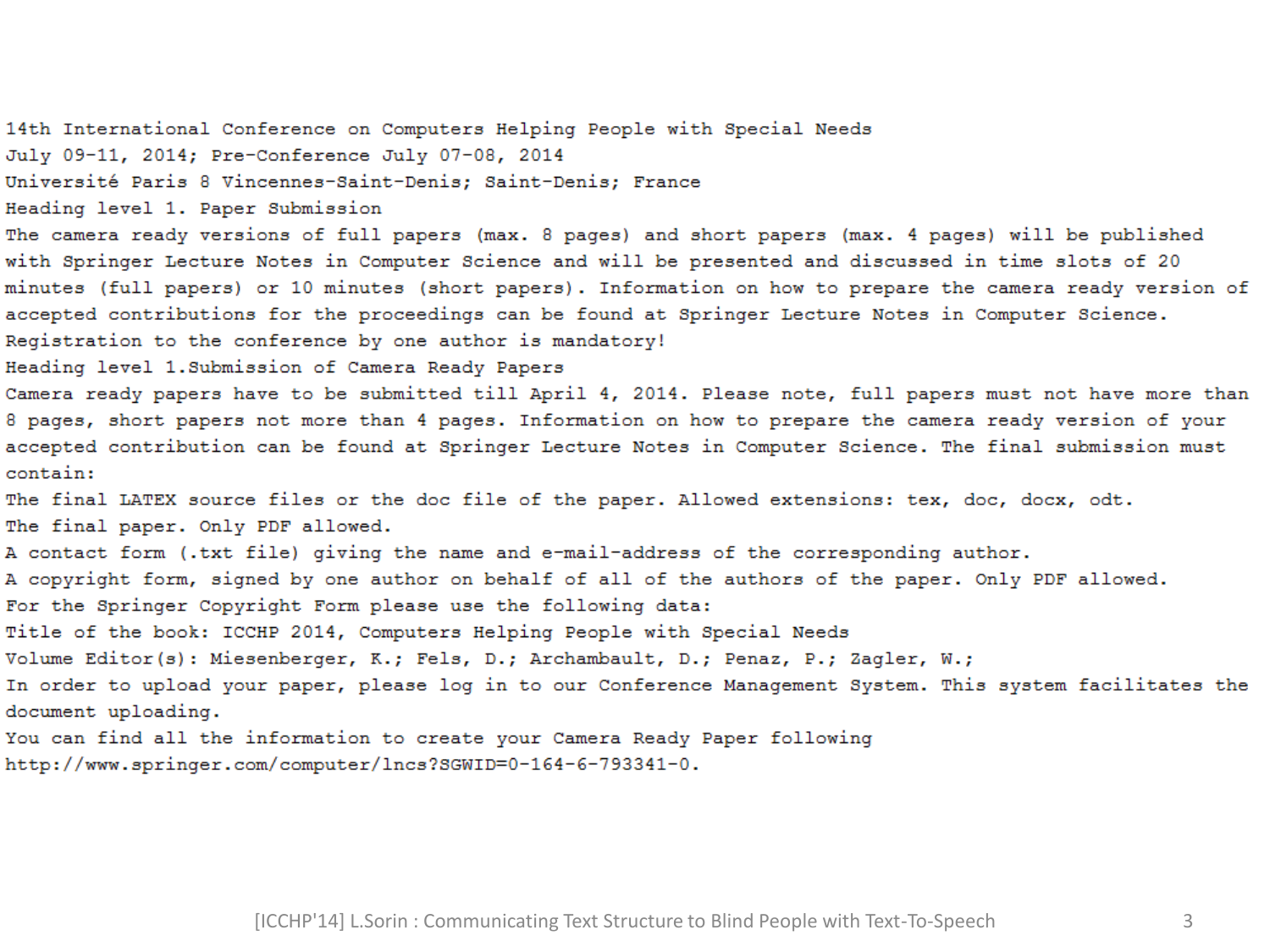14th International Conference on Computers Helping People with Special Needs
July 09-11, 2014; Pre-Conference July 07-08, 2014
Université Paris 8 Vincennes-Saint-Denis; Saint-Denis; France
Heading level 1. Paper Submission
The camera ready versions of full papers (max. 8 pages) and short papers (max. 4 pages) will be published with Springer Lecture Notes in Computer Science and will be presented and discussed in time slots of 20 minutes (full papers) or 10 minutes (short papers). Information on how to prepare the camera ready version of accepted contributions for the proceedings can be found at Springer Lecture Notes in Computer Science.
Registration to the conference by one author is mandatory!
Heading level 1.Submission of Camera Ready Papers
Camera ready papers have to be submitted till April 4, 2014. Please note, full papers must not have more than 8 pages, short papers not more than 4 pages. Information on how to prepare the camera ready version of your accepted contribution can be found at Springer Lecture Notes in Computer Science. The final submission must contain:
The final LATEX source files or the doc file of the paper. Allowed extensions: tex, doc, docx, odt.
The final paper. Only PDF allowed.
A contact form (.txt file) giving the name and e-mail-address of the corresponding author.
A copyright form, signed by one author on behalf of all of the authors of the paper. Only PDF allowed.
For the Springer Copyright Form please use the following data:
Title of the book: ICCHP 2014, Computers Helping People with Special Needs
Volume Editor(s): Miesenberger, K.; Fels, D.; Archambault, D.; Penaz, P.; Zagler, W.;
In order to upload your paper, please log in to our Conference Management System. This system facilitates the document uploading.
You can find all the information to create your Camera Ready Paper following
http://www.springer.com/computer/lncs?SGWID=0-164-6-793341-0.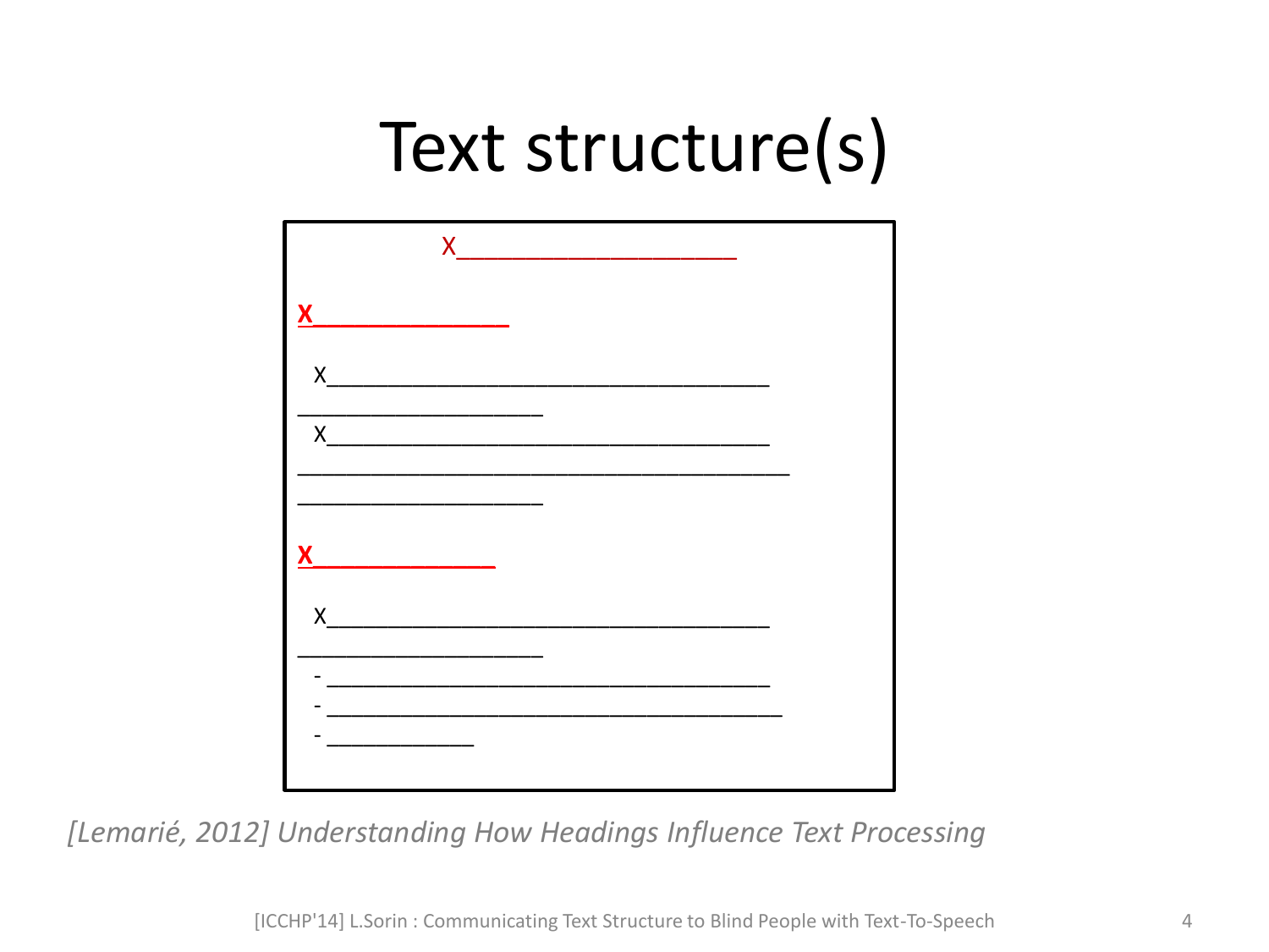# Text structure(s)

X___________________

**X______________**

X_________________________________
___________________
X_________________________________
______________________________________
___________________

**X_____________**

X_________________________________
___________________
- _________________________________
- __________________________________
- ___________

*[Lemarié, 2012] Understanding How Headings Influence Text Processing*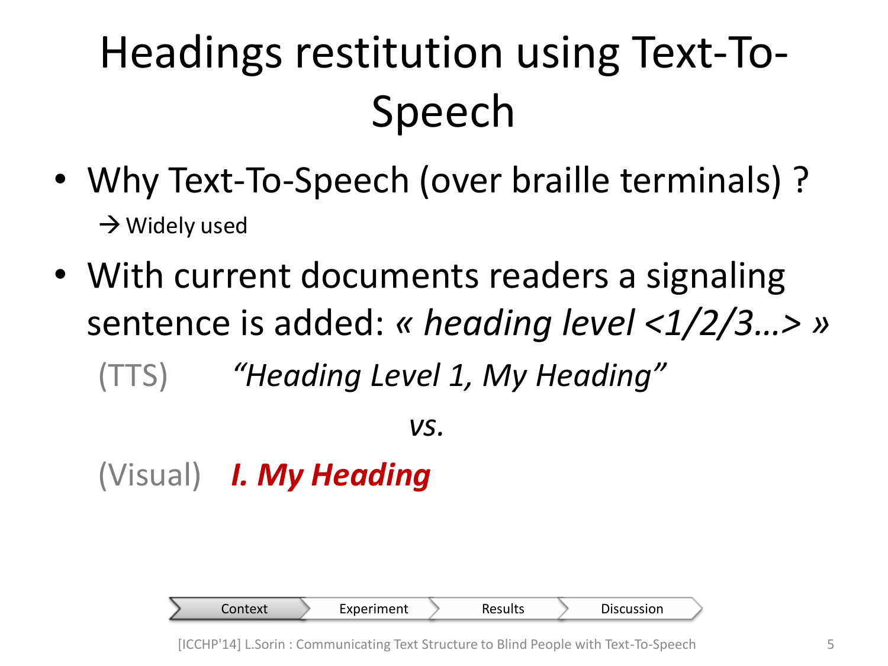# Headings restitution using Text-To-Speech

- Why Text-To-Speech (over braille terminals) ?
  → Widely used
- With current documents readers a signaling sentence is added: *« heading level <1/2/3…> »*

(TTS) *"Heading Level 1, My Heading"*

*vs.*

(Visual) ***I. My Heading***

Context | Experiment | Results | Discussion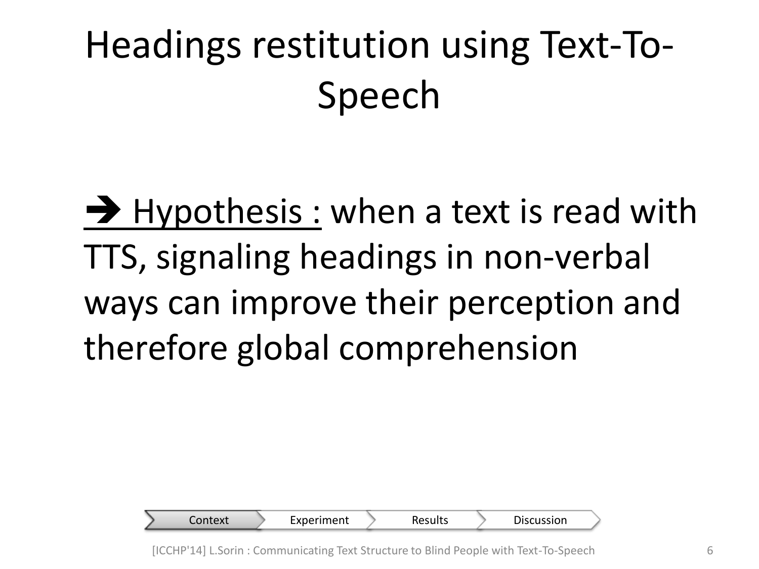# Headings restitution using Text-To-Speech

➔ <u>Hypothesis :</u> when a text is read with TTS, signaling headings in non-verbal ways can improve their perception and therefore global comprehension

Context | Experiment | Results | Discussion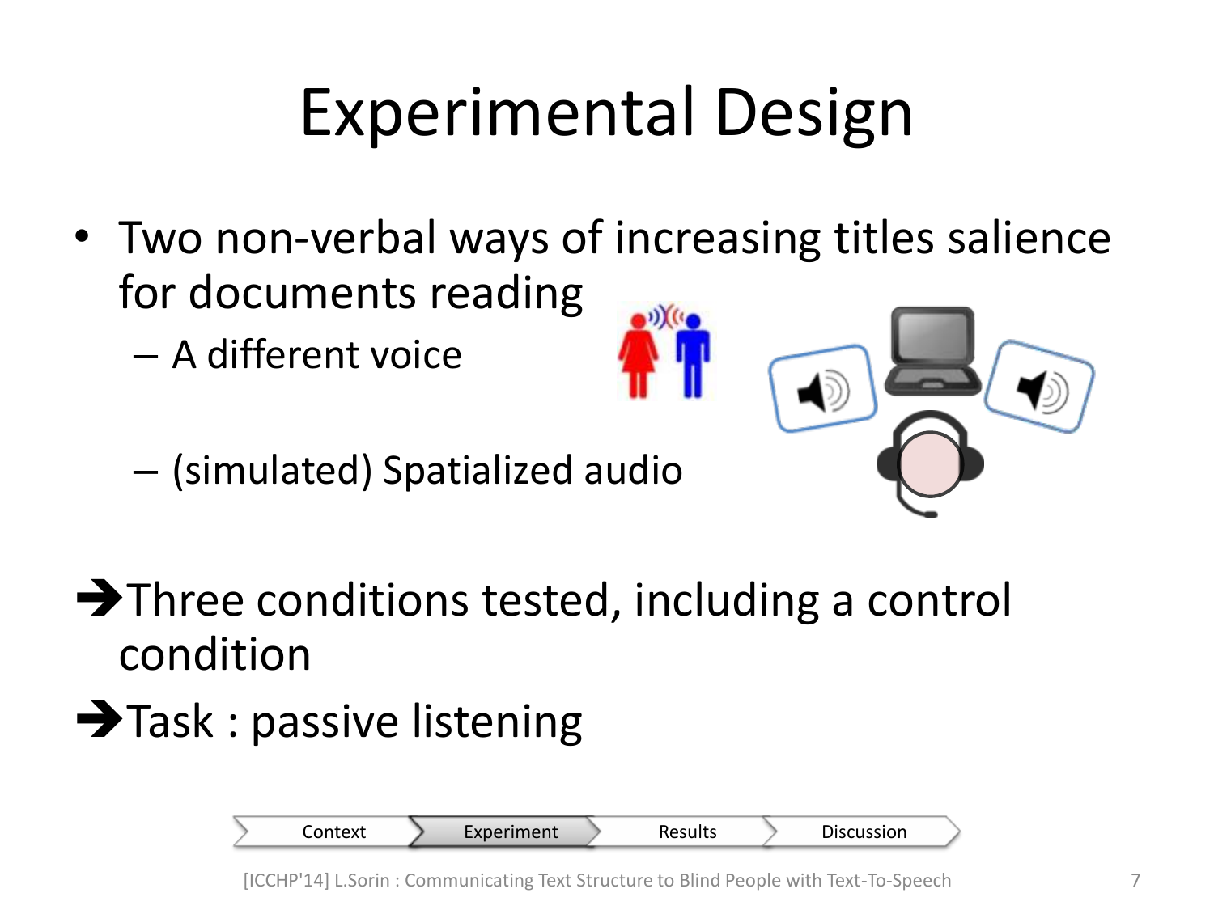# Experimental Design

- Two non-verbal ways of increasing titles salience for documents reading
  - A different voice
  - (simulated) Spatialized audio

➔ Three conditions tested, including a control condition

➔ Task : passive listening

Context | Experiment | Results | Discussion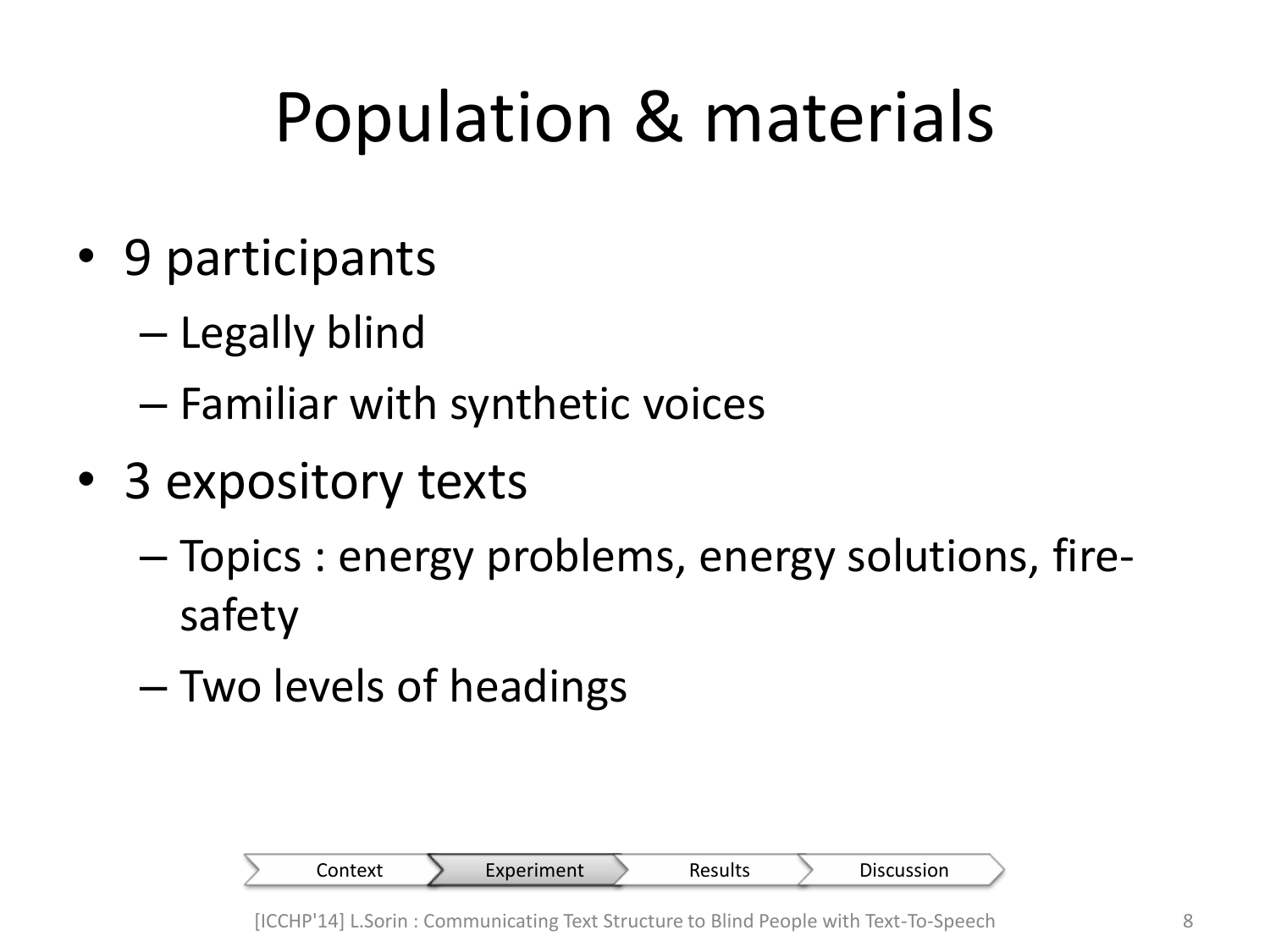# Population & materials

- 9 participants
  - Legally blind
  - Familiar with synthetic voices
- 3 expository texts
  - Topics : energy problems, energy solutions, fire-safety
  - Two levels of headings

Context | Experiment | Results | Discussion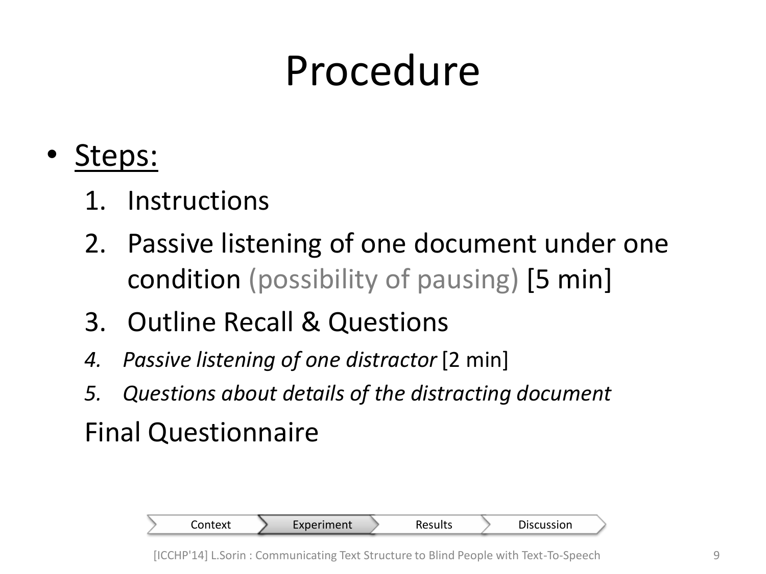# Procedure

- Steps:
  1. Instructions
  2. Passive listening of one document under one condition (possibility of pausing) [5 min]
  3. Outline Recall & Questions
  4. *Passive listening of one distractor* [2 min]
  5. *Questions about details of the distracting document*

  Final Questionnaire

Context | Experiment | Results | Discussion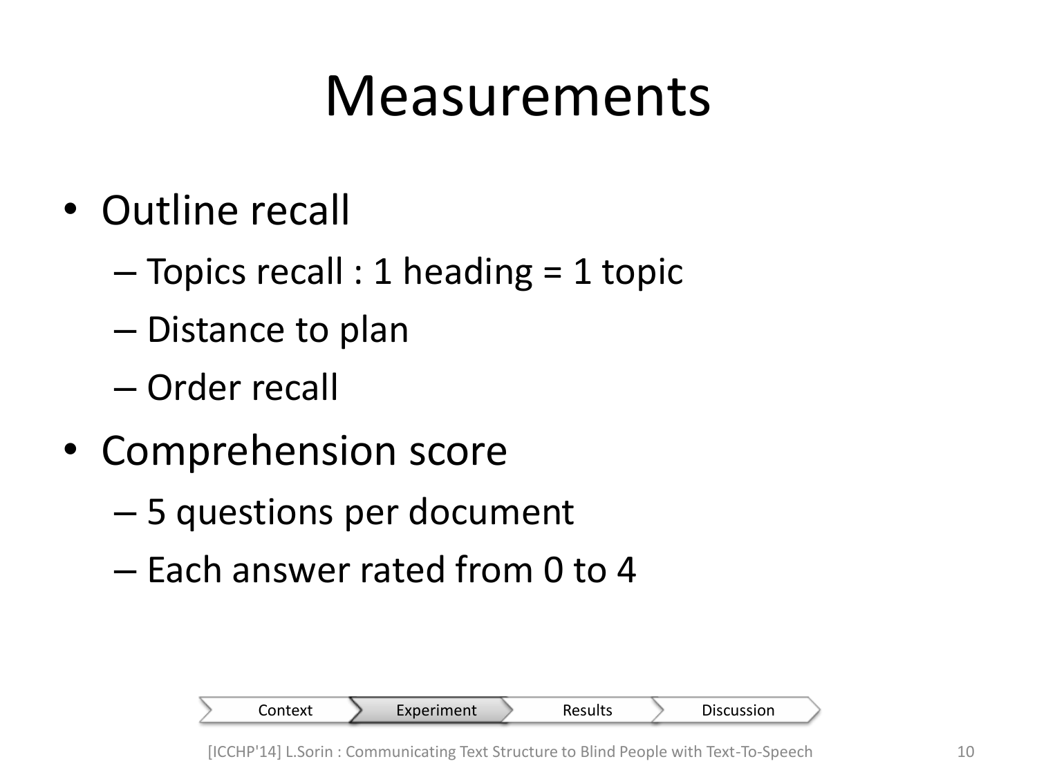# Measurements

- Outline recall
  - Topics recall : 1 heading = 1 topic
  - Distance to plan
  - Order recall
- Comprehension score
  - 5 questions per document
  - Each answer rated from 0 to 4

Context | Experiment | Results | Discussion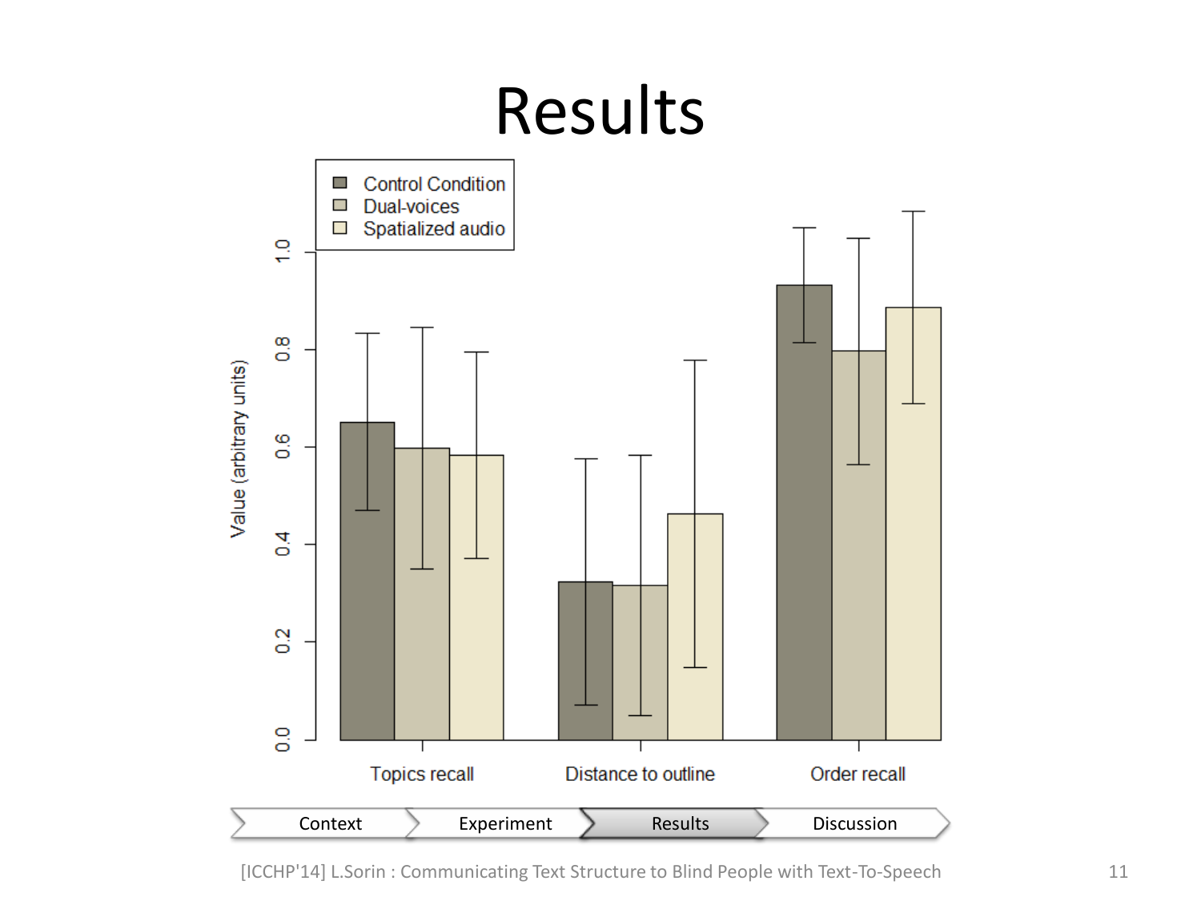# Results

Value (arbitrary units)

Control Condition
Dual-voices
Spatialized audio

Topics recall | Distance to outline | Order recall

Context | Experiment | Results | Discussion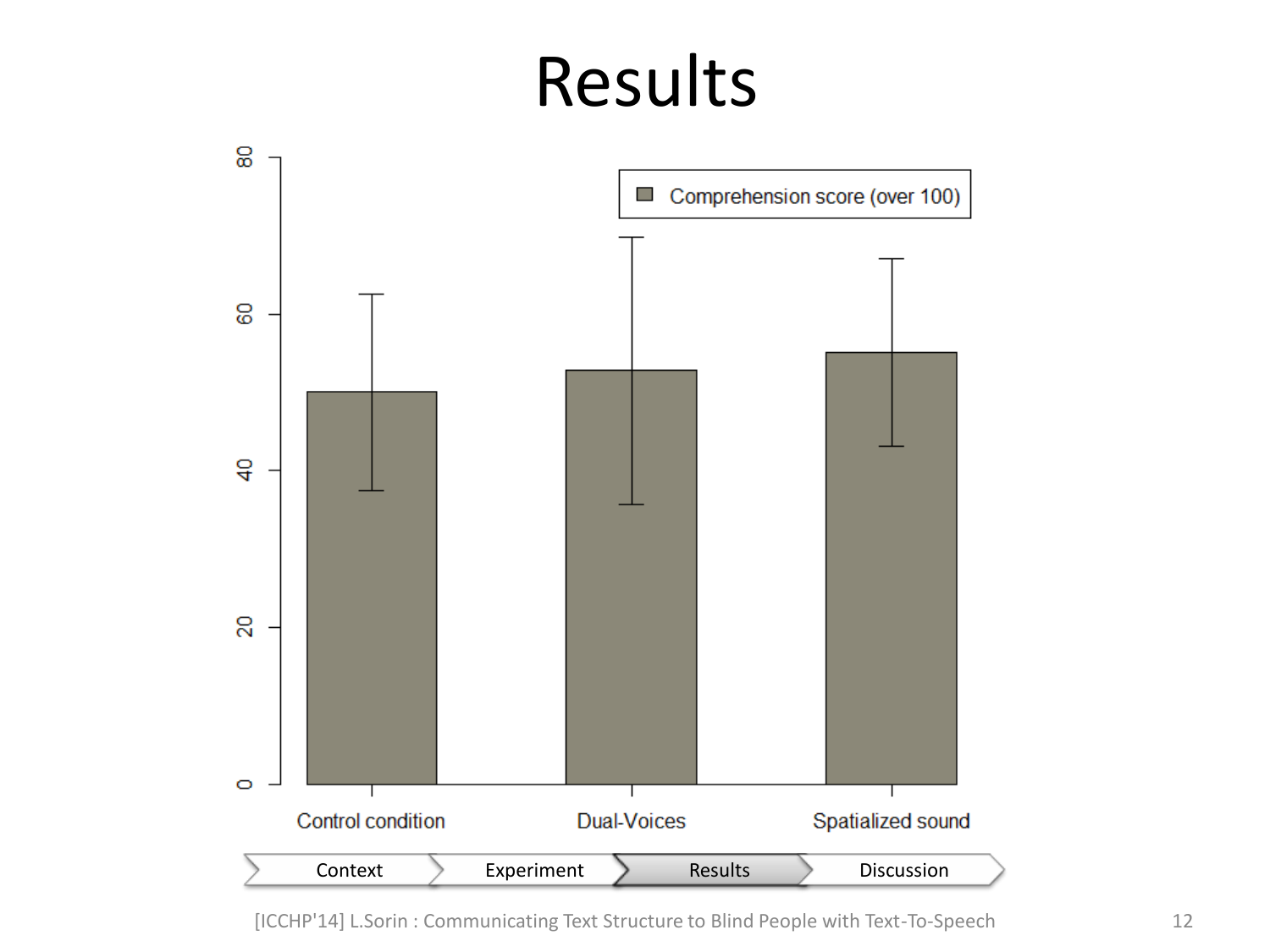# Results

Comprehension score (over 100)

Control condition

Dual-Voices

Spatialized sound

Context | Experiment | Results | Discussion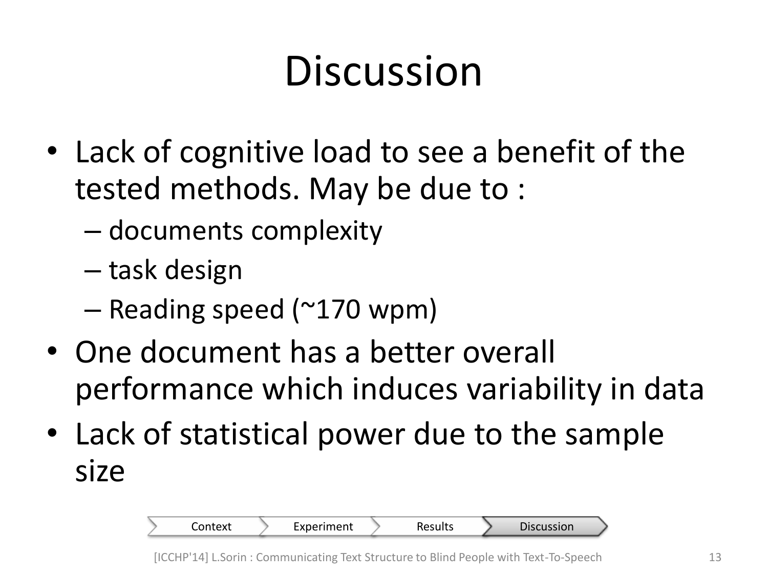# Discussion

- Lack of cognitive load to see a benefit of the tested methods. May be due to :
  - documents complexity
  - task design
  - Reading speed (~170 wpm)
- One document has a better overall performance which induces variability in data
- Lack of statistical power due to the sample size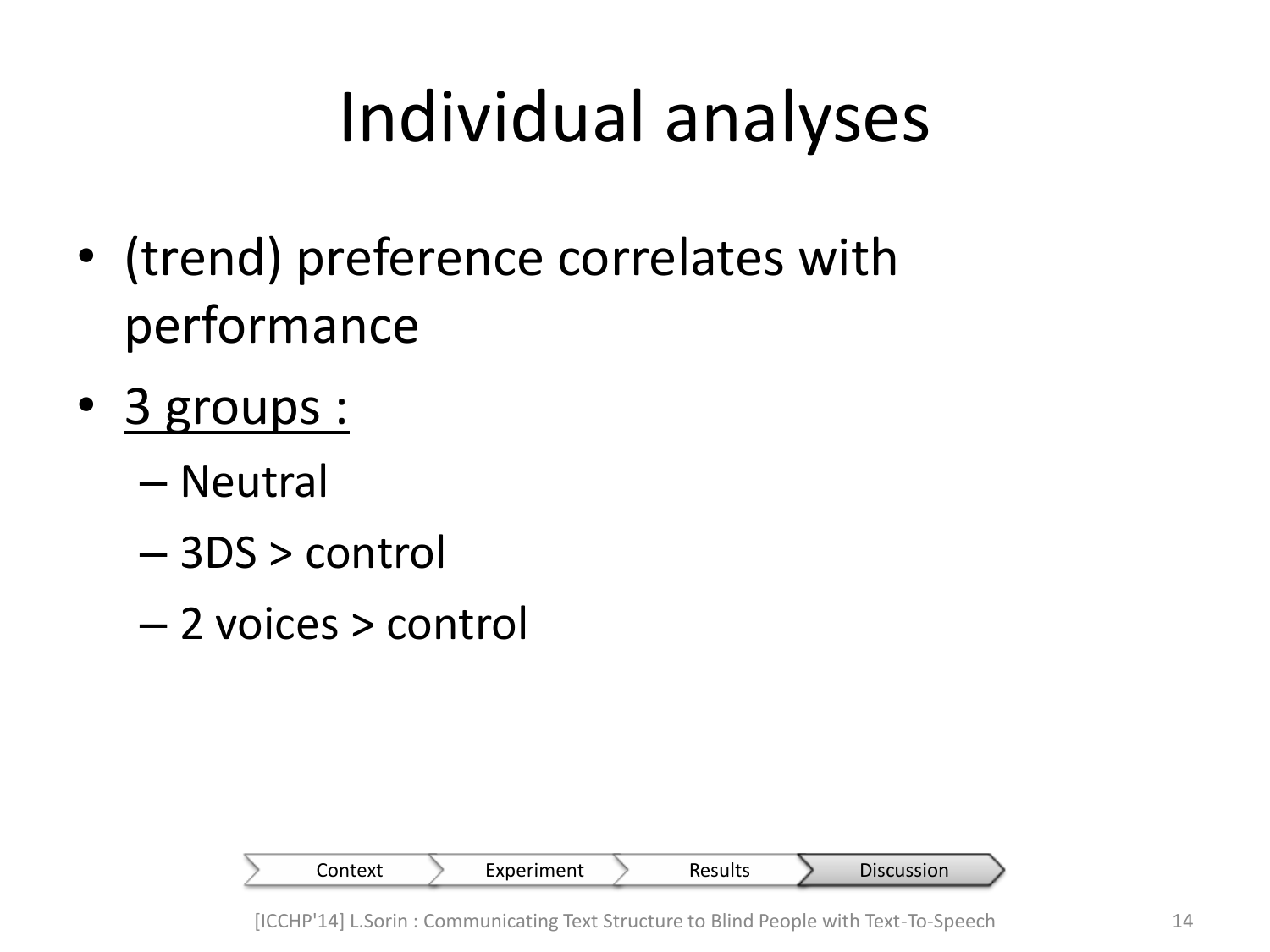# Individual analyses

- (trend) preference correlates with performance
- <u>3 groups :</u>
  - Neutral
  - 3DS > control
  - 2 voices > control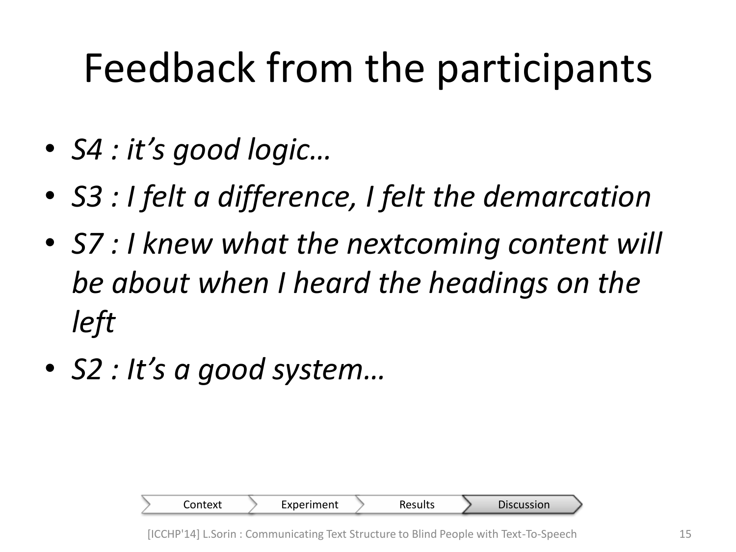# Feedback from the participants

- *S4 : it's good logic…*
- *S3 : I felt a difference, I felt the demarcation*
- *S7 : I knew what the nextcoming content will be about when I heard the headings on the left*
- *S2 : It's a good system…*

Context › Experiment › Results › Discussion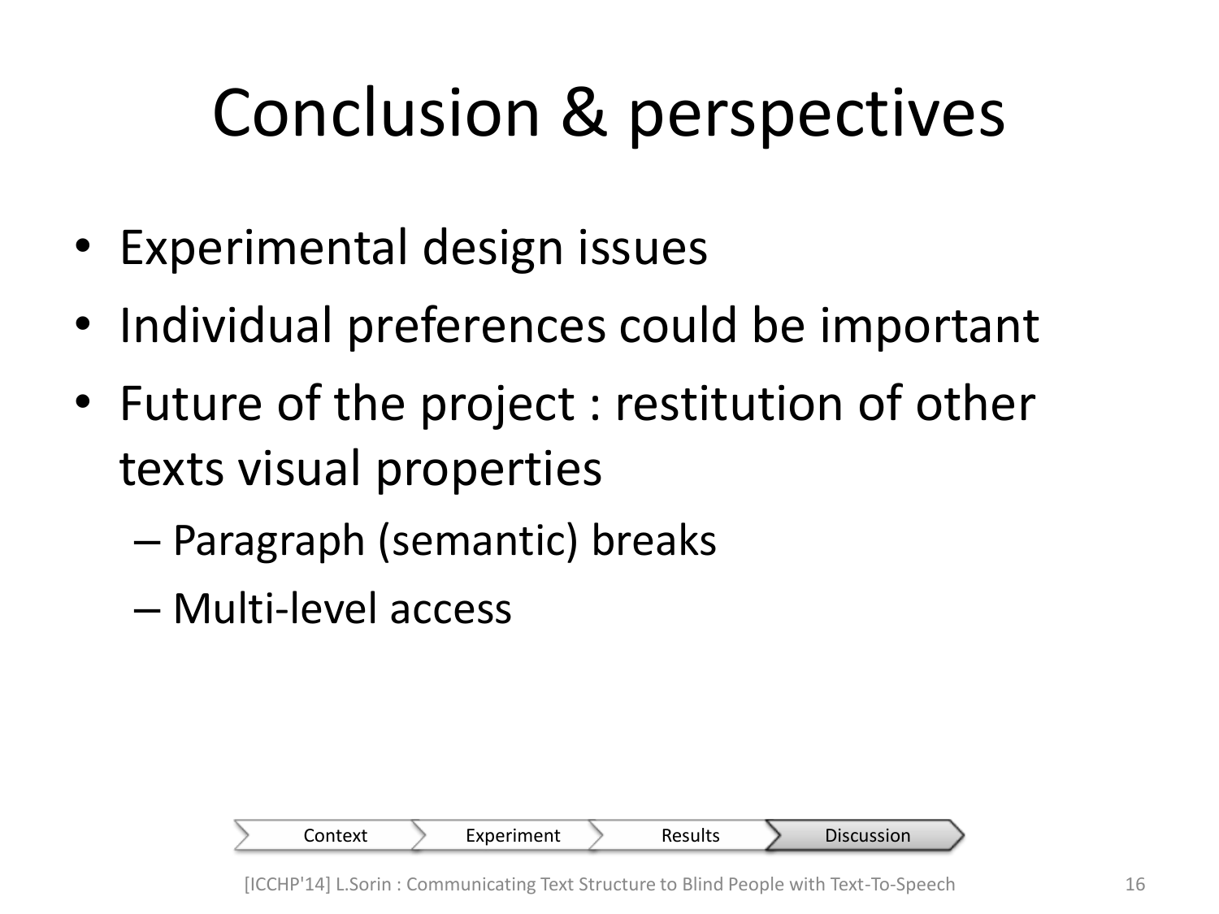# Conclusion & perspectives

- Experimental design issues
- Individual preferences could be important
- Future of the project : restitution of other texts visual properties
  - Paragraph (semantic) breaks
  - Multi-level access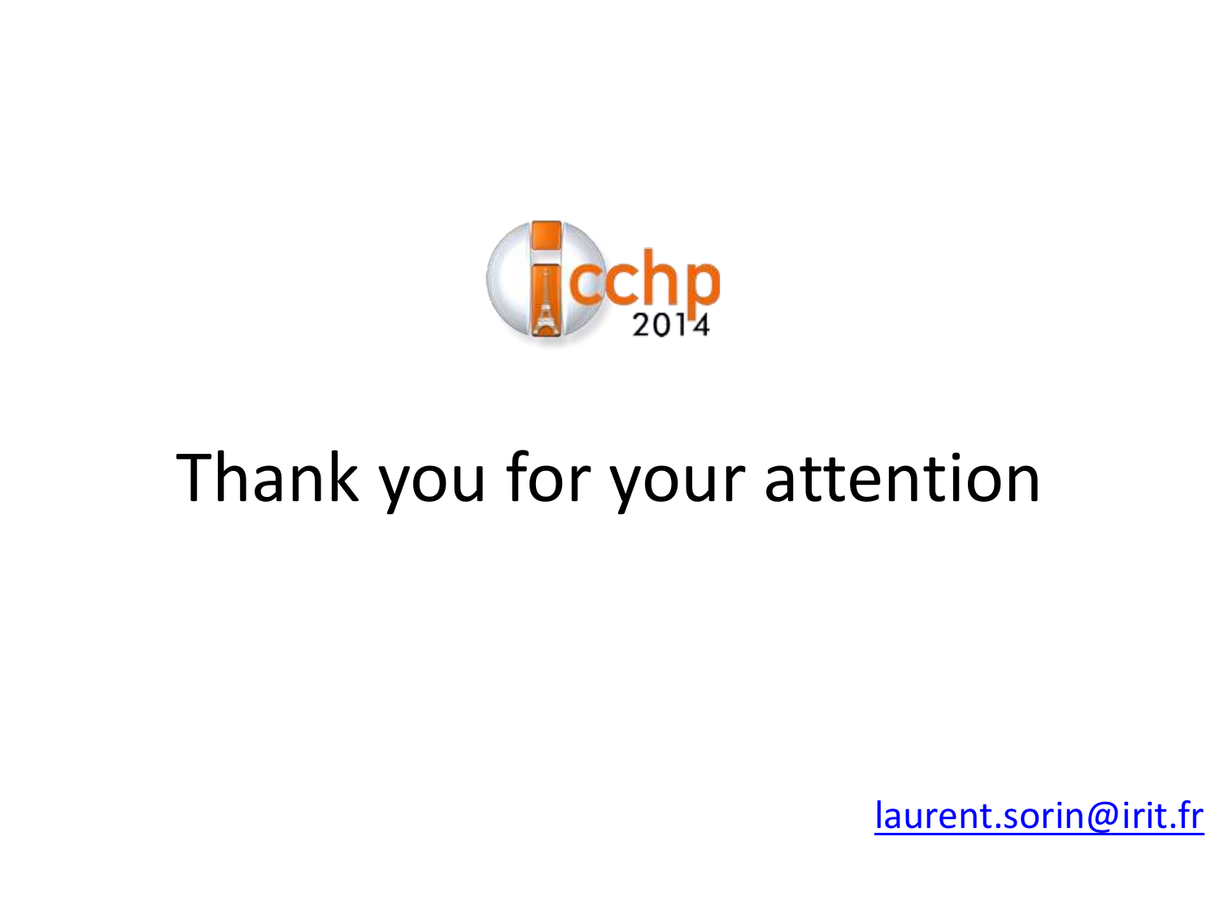icchp 2014

# Thank you for your attention

laurent.sorin@irit.fr